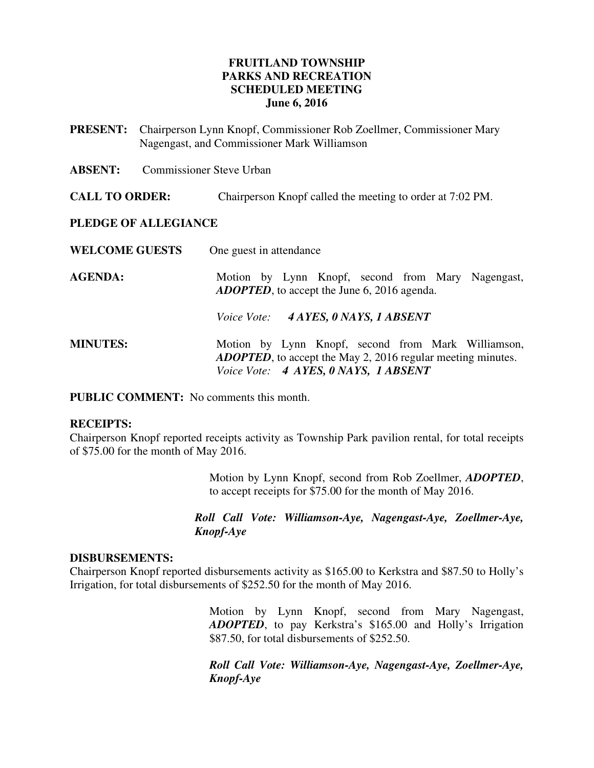# FRUITLAND TOWNSHIP
# PARKS AND RECREATION
# SCHEDULED MEETING
# June 6, 2016

**PRESENT:** Chairperson Lynn Knopf, Commissioner Rob Zoellmer, Commissioner Mary Nagengast, and Commissioner Mark Williamson

**ABSENT:** Commissioner Steve Urban

**CALL TO ORDER:** Chairperson Knopf called the meeting to order at 7:02 PM.

**PLEDGE OF ALLEGIANCE**

**WELCOME GUESTS** One guest in attendance

**AGENDA:** Motion by Lynn Knopf, second from Mary Nagengast, ***ADOPTED***, to accept the June 6, 2016 agenda.

*Voice Vote:* ***4 AYES, 0 NAYS, 1 ABSENT***

**MINUTES:** Motion by Lynn Knopf, second from Mark Williamson, ***ADOPTED***, to accept the May 2, 2016 regular meeting minutes.
*Voice Vote:* ***4 AYES, 0 NAYS, 1 ABSENT***

**PUBLIC COMMENT:** No comments this month.

**RECEIPTS:**
Chairperson Knopf reported receipts activity as Township Park pavilion rental, for total receipts of $75.00 for the month of May 2016.

Motion by Lynn Knopf, second from Rob Zoellmer, ***ADOPTED***, to accept receipts for $75.00 for the month of May 2016.

***Roll Call Vote: Williamson-Aye, Nagengast-Aye, Zoellmer-Aye, Knopf-Aye***

**DISBURSEMENTS:**
Chairperson Knopf reported disbursements activity as $165.00 to Kerkstra and $87.50 to Holly's Irrigation, for total disbursements of $252.50 for the month of May 2016.

Motion by Lynn Knopf, second from Mary Nagengast, ***ADOPTED***, to pay Kerkstra's $165.00 and Holly's Irrigation $87.50, for total disbursements of $252.50.

***Roll Call Vote: Williamson-Aye, Nagengast-Aye, Zoellmer-Aye, Knopf-Aye***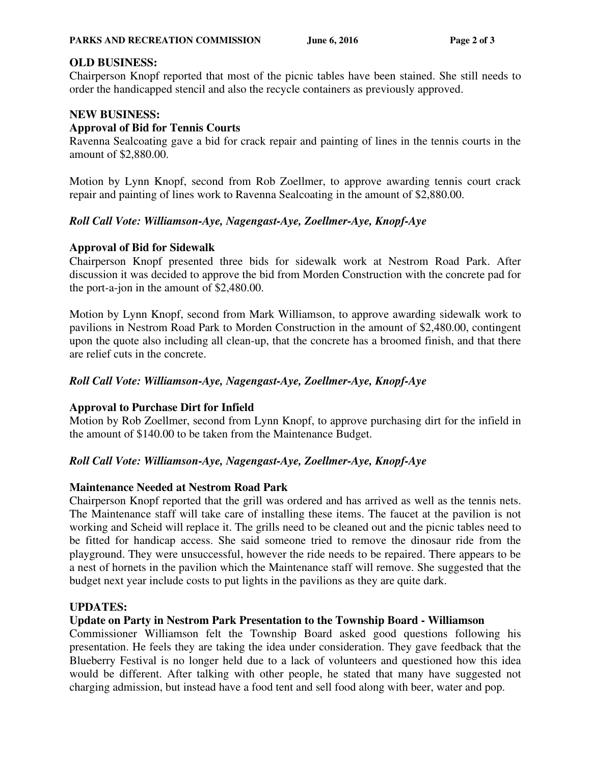**OLD BUSINESS:**

Chairperson Knopf reported that most of the picnic tables have been stained. She still needs to order the handicapped stencil and also the recycle containers as previously approved.

**NEW BUSINESS:**

**Approval of Bid for Tennis Courts**

Ravenna Sealcoating gave a bid for crack repair and painting of lines in the tennis courts in the amount of $2,880.00.

Motion by Lynn Knopf, second from Rob Zoellmer, to approve awarding tennis court crack repair and painting of lines work to Ravenna Sealcoating in the amount of $2,880.00.

***Roll Call Vote: Williamson-Aye, Nagengast-Aye, Zoellmer-Aye, Knopf-Aye***

**Approval of Bid for Sidewalk**

Chairperson Knopf presented three bids for sidewalk work at Nestrom Road Park. After discussion it was decided to approve the bid from Morden Construction with the concrete pad for the port-a-jon in the amount of $2,480.00.

Motion by Lynn Knopf, second from Mark Williamson, to approve awarding sidewalk work to pavilions in Nestrom Road Park to Morden Construction in the amount of $2,480.00, contingent upon the quote also including all clean-up, that the concrete has a broomed finish, and that there are relief cuts in the concrete.

***Roll Call Vote: Williamson-Aye, Nagengast-Aye, Zoellmer-Aye, Knopf-Aye***

**Approval to Purchase Dirt for Infield**

Motion by Rob Zoellmer, second from Lynn Knopf, to approve purchasing dirt for the infield in the amount of $140.00 to be taken from the Maintenance Budget.

***Roll Call Vote: Williamson-Aye, Nagengast-Aye, Zoellmer-Aye, Knopf-Aye***

**Maintenance Needed at Nestrom Road Park**

Chairperson Knopf reported that the grill was ordered and has arrived as well as the tennis nets. The Maintenance staff will take care of installing these items. The faucet at the pavilion is not working and Scheid will replace it. The grills need to be cleaned out and the picnic tables need to be fitted for handicap access. She said someone tried to remove the dinosaur ride from the playground. They were unsuccessful, however the ride needs to be repaired. There appears to be a nest of hornets in the pavilion which the Maintenance staff will remove. She suggested that the budget next year include costs to put lights in the pavilions as they are quite dark.

**UPDATES:**

**Update on Party in Nestrom Park Presentation to the Township Board - Williamson**

Commissioner Williamson felt the Township Board asked good questions following his presentation. He feels they are taking the idea under consideration. They gave feedback that the Blueberry Festival is no longer held due to a lack of volunteers and questioned how this idea would be different. After talking with other people, he stated that many have suggested not charging admission, but instead have a food tent and sell food along with beer, water and pop.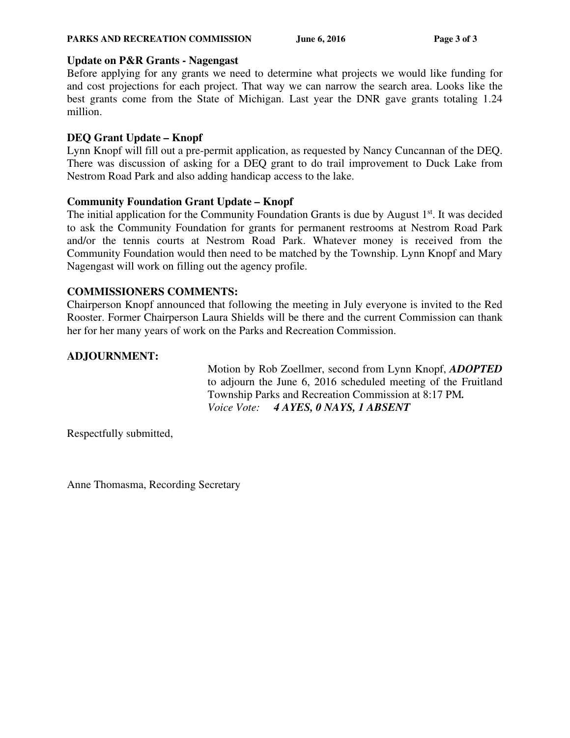**Update on P&R Grants - Nagengast**

Before applying for any grants we need to determine what projects we would like funding for and cost projections for each project. That way we can narrow the search area. Looks like the best grants come from the State of Michigan. Last year the DNR gave grants totaling 1.24 million.

**DEQ Grant Update – Knopf**

Lynn Knopf will fill out a pre-permit application, as requested by Nancy Cuncannan of the DEQ. There was discussion of asking for a DEQ grant to do trail improvement to Duck Lake from Nestrom Road Park and also adding handicap access to the lake.

**Community Foundation Grant Update – Knopf**

The initial application for the Community Foundation Grants is due by August 1st. It was decided to ask the Community Foundation for grants for permanent restrooms at Nestrom Road Park and/or the tennis courts at Nestrom Road Park. Whatever money is received from the Community Foundation would then need to be matched by the Township. Lynn Knopf and Mary Nagengast will work on filling out the agency profile.

**COMMISSIONERS COMMENTS:**

Chairperson Knopf announced that following the meeting in July everyone is invited to the Red Rooster. Former Chairperson Laura Shields will be there and the current Commission can thank her for her many years of work on the Parks and Recreation Commission.

**ADJOURNMENT:**

Motion by Rob Zoellmer, second from Lynn Knopf, ***ADOPTED*** to adjourn the June 6, 2016 scheduled meeting of the Fruitland Township Parks and Recreation Commission at 8:17 PM.
*Voice Vote:* ***4 AYES, 0 NAYS, 1 ABSENT***

Respectfully submitted,

Anne Thomasma, Recording Secretary